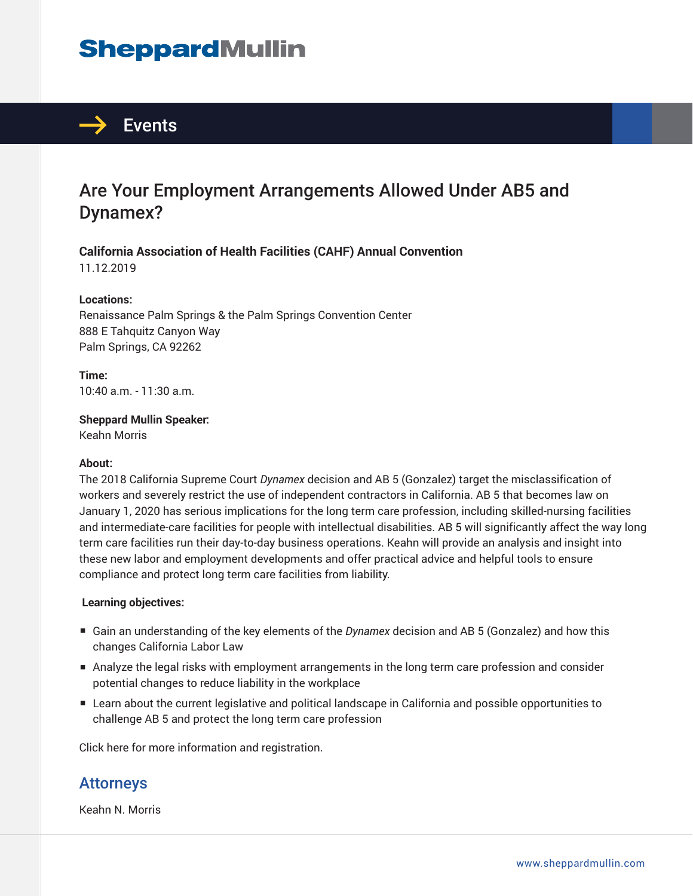# SheppardMullin

## Events

# Are Your Employment Arrangements Allowed Under AB5 and Dynamex?

**California Association of Health Facilities (CAHF) Annual Convention**
11.12.2019

**Locations:**
Renaissance Palm Springs & the Palm Springs Convention Center
888 E Tahquitz Canyon Way
Palm Springs, CA 92262

**Time:**
10:40 a.m. - 11:30 a.m.

**Sheppard Mullin Speaker:**
Keahn Morris

**About:**
The 2018 California Supreme Court *Dynamex* decision and AB 5 (Gonzalez) target the misclassification of workers and severely restrict the use of independent contractors in California. AB 5 that becomes law on January 1, 2020 has serious implications for the long term care profession, including skilled-nursing facilities and intermediate-care facilities for people with intellectual disabilities. AB 5 will significantly affect the way long term care facilities run their day-to-day business operations. Keahn will provide an analysis and insight into these new labor and employment developments and offer practical advice and helpful tools to ensure compliance and protect long term care facilities from liability.

**Learning objectives:**

- Gain an understanding of the key elements of the *Dynamex* decision and AB 5 (Gonzalez) and how this changes California Labor Law
- Analyze the legal risks with employment arrangements in the long term care profession and consider potential changes to reduce liability in the workplace
- Learn about the current legislative and political landscape in California and possible opportunities to challenge AB 5 and protect the long term care profession

Click here for more information and registration.

## Attorneys

Keahn N. Morris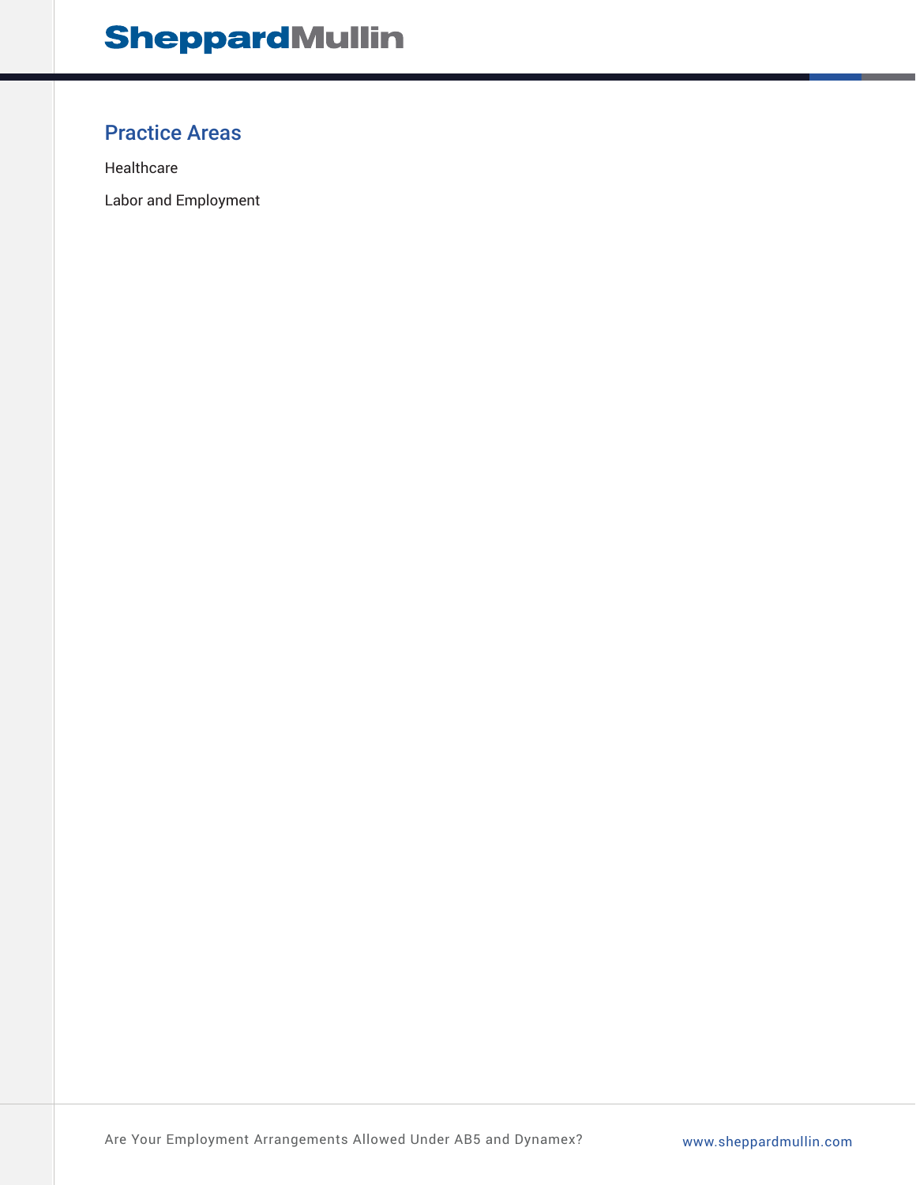## Practice Areas

Healthcare

Labor and Employment